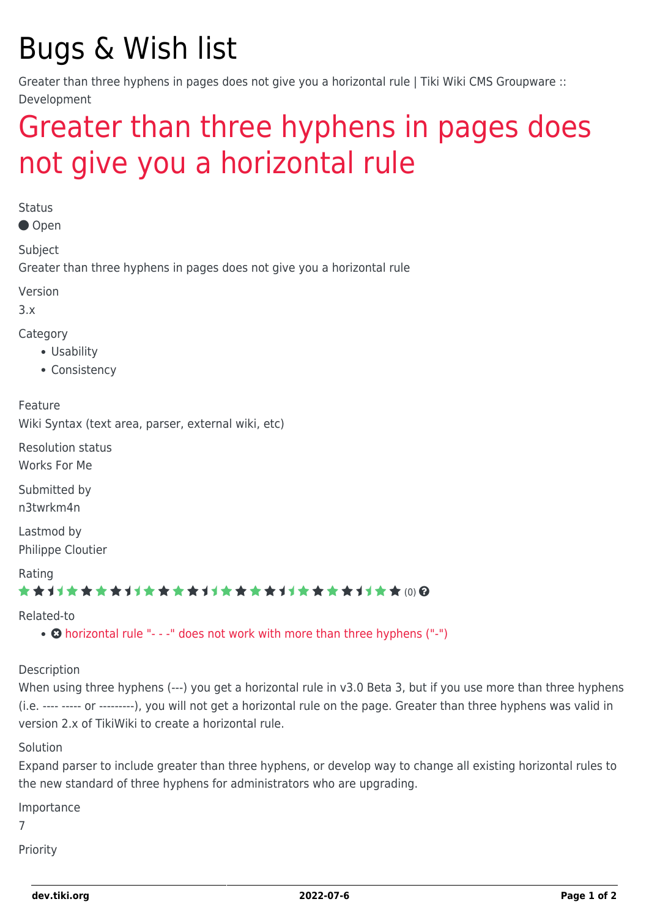# Bugs & Wish list

Greater than three hyphens in pages does not give you a horizontal rule | Tiki Wiki CMS Groupware :: Development

## Greater than three hyphens in pages does not give you a horizontal rule

Status

Open

Subject

Greater than three hyphens in pages does not give you a horizontal rule

Version

3.x

Category

- Usability
- Consistency

Feature

Wiki Syntax (text area, parser, external wiki, etc)

Resolution status

Works For Me

Submitted by

n3twrkm4n

Lastmod by

Philippe Cloutier

Rating

(0)

Related-to

- horizontal rule "- - -" does not work with more than three hyphens ("-")

Description

When using three hyphens (---) you get a horizontal rule in v3.0 Beta 3, but if you use more than three hyphens (i.e. ---- ----- or ---------), you will not get a horizontal rule on the page. Greater than three hyphens was valid in version 2.x of TikiWiki to create a horizontal rule.

Solution

Expand parser to include greater than three hyphens, or develop way to change all existing horizontal rules to the new standard of three hyphens for administrators who are upgrading.

Importance

7

Priority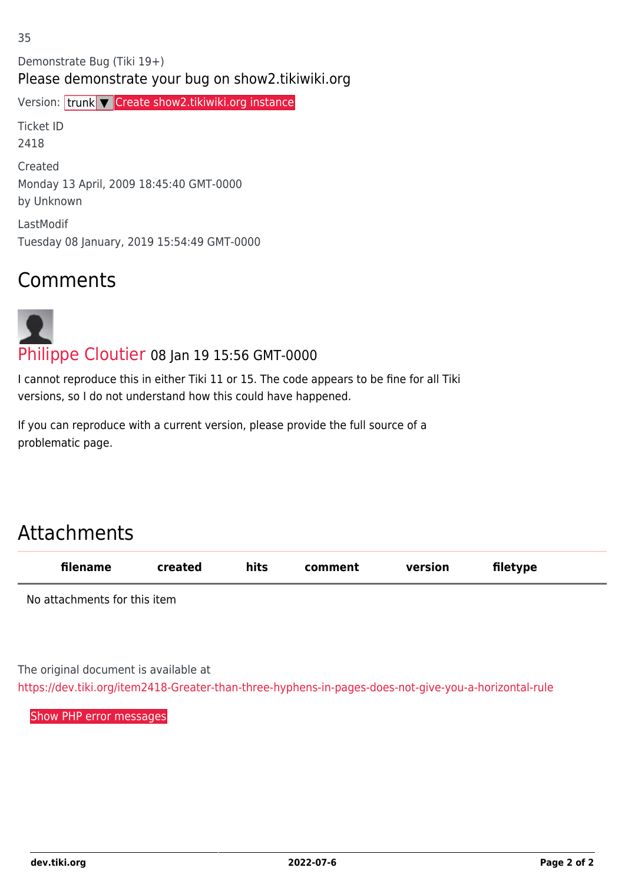35

Demonstrate Bug (Tiki 19+)

Please demonstrate your bug on show2.tikiwiki.org

Version: trunk ▼ Create show2.tikiwiki.org instance

Ticket ID

2418

Created

Monday 13 April, 2009 18:45:40 GMT-0000

by Unknown

LastModif

Tuesday 08 January, 2019 15:54:49 GMT-0000

## Comments

Philippe Cloutier 08 Jan 19 15:56 GMT-0000

I cannot reproduce this in either Tiki 11 or 15. The code appears to be fine for all Tiki versions, so I do not understand how this could have happened.

If you can reproduce with a current version, please provide the full source of a problematic page.

## Attachments

| filename | created | hits | comment | version | filetype |
|---|---|---|---|---|---|
| No attachments for this item | | | | | |

The original document is available at https://dev.tiki.org/item2418-Greater-than-three-hyphens-in-pages-does-not-give-you-a-horizontal-rule

Show PHP error messages